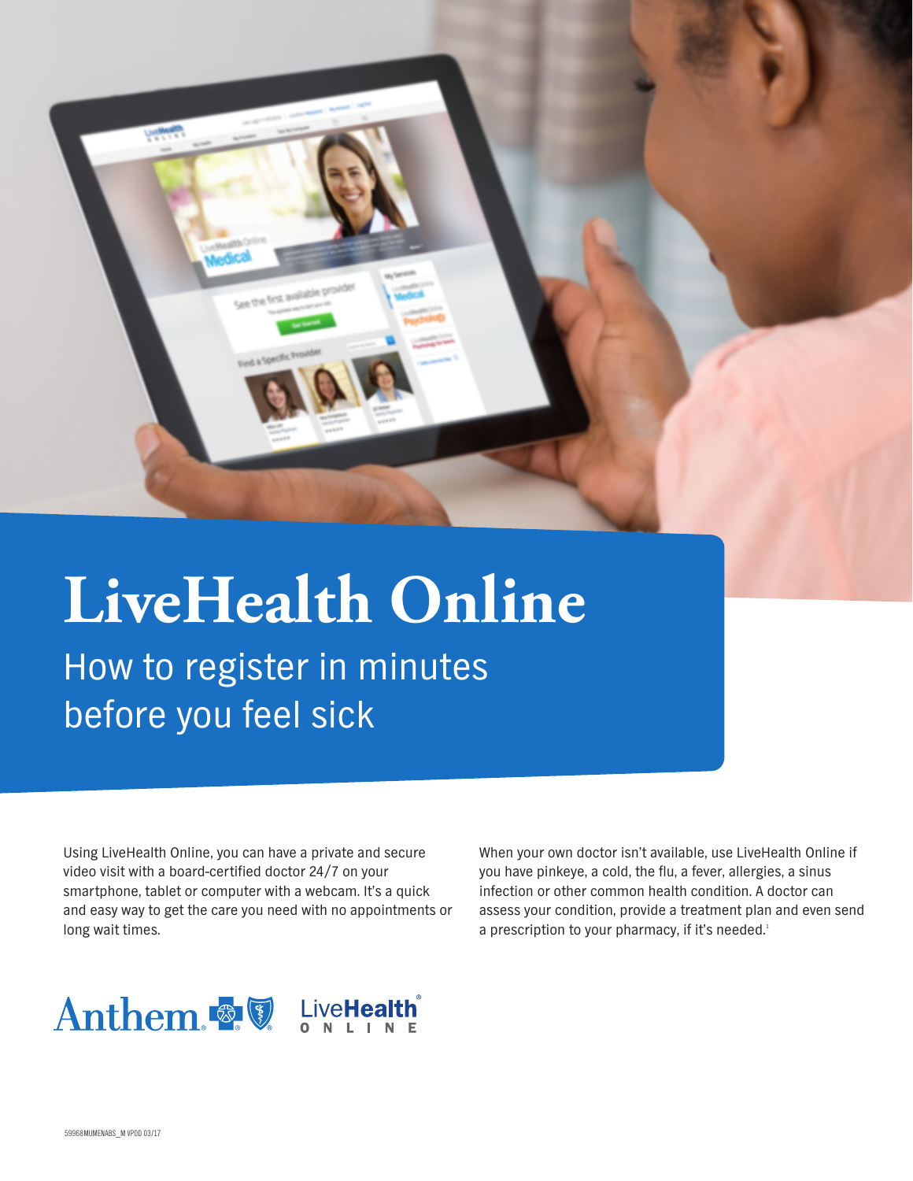# LiveHealth Online

## How to register in minutes before you feel sick

Using LiveHealth Online, you can have a private and secure video visit with a board-certified doctor 24/7 on your smartphone, tablet or computer with a webcam. It's a quick and easy way to get the care you need with no appointments or long wait times.

When your own doctor isn't available, use LiveHealth Online if you have pinkeye, a cold, the flu, a fever, allergies, a sinus infection or other common health condition. A doctor can assess your condition, provide a treatment plan and even send a prescription to your pharmacy, if it's needed.[1]

59968MUMENABS_M VPOD 03/17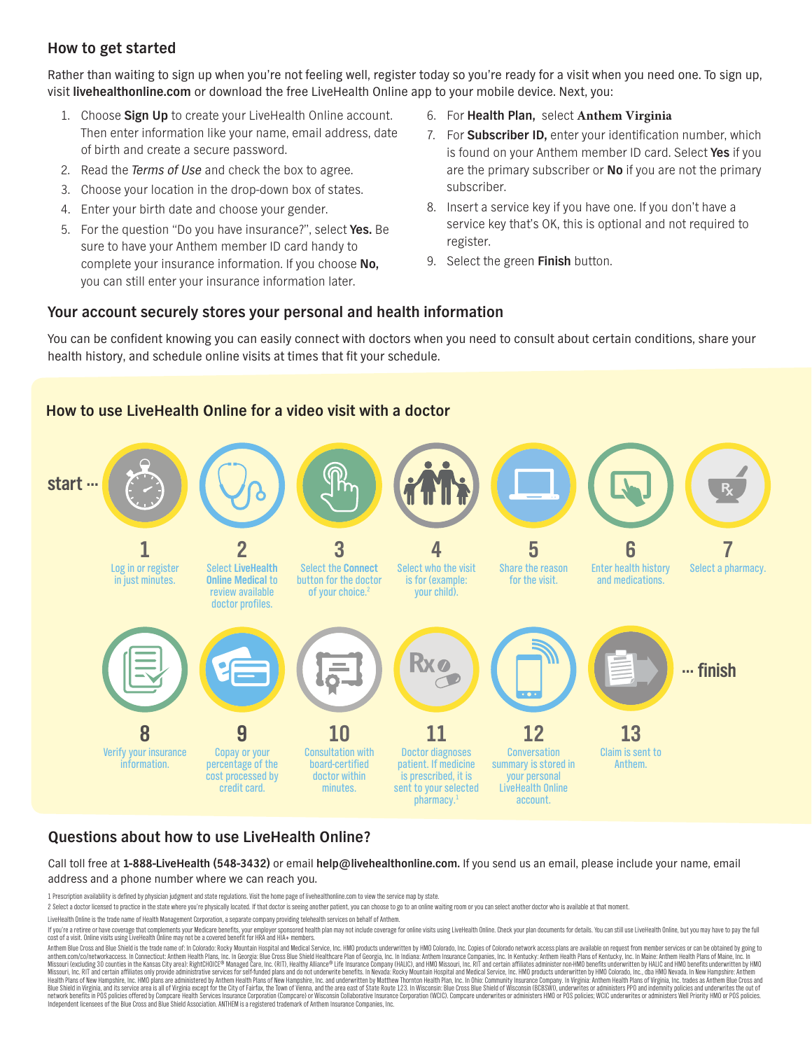## How to get started

Rather than waiting to sign up when you're not feeling well, register today so you're ready for a visit when you need one. To sign up, visit **livehealthonline.com** or download the free LiveHealth Online app to your mobile device. Next, you:

1. Choose **Sign Up** to create your LiveHealth Online account. Then enter information like your name, email address, date of birth and create a secure password.
2. Read the *Terms of Use* and check the box to agree.
3. Choose your location in the drop-down box of states.
4. Enter your birth date and choose your gender.
5. For the question "Do you have insurance?", select **Yes.** Be sure to have your Anthem member ID card handy to complete your insurance information. If you choose **No,** you can still enter your insurance information later.
6. For **Health Plan,** select **Anthem Virginia**
7. For **Subscriber ID,** enter your identification number, which is found on your Anthem member ID card. Select **Yes** if you are the primary subscriber or **No** if you are not the primary subscriber.
8. Insert a service key if you have one. If you don't have a service key that's OK, this is optional and not required to register.
9. Select the green **Finish** button.

## Your account securely stores your personal and health information

You can be confident knowing you can easily connect with doctors when you need to consult about certain conditions, share your health history, and schedule online visits at times that fit your schedule.

## How to use LiveHealth Online for a video visit with a doctor

start ···

1. Log in or register in just minutes.
2. Select **LiveHealth Online Medical** to review available doctor profiles.
3. Select the **Connect** button for the doctor of your choice.[2]
4. Select who the visit is for (example: your child).
5. Share the reason for the visit.
6. Enter health history and medications.
7. Select a pharmacy.
8. Verify your insurance information.
9. Copay or your percentage of the cost processed by credit card.
10. Consultation with board-certified doctor within minutes.
11. Doctor diagnoses patient. If medicine is prescribed, it is sent to your selected pharmacy.[1]
12. Conversation summary is stored in your personal LiveHealth Online account.
13. Claim is sent to Anthem.

··· finish

## Questions about how to use LiveHealth Online?

Call toll free at **1-888-LiveHealth (548-3432)** or email **help@livehealthonline.com.** If you send us an email, please include your name, email address and a phone number where we can reach you.

1 Prescription availability is defined by physician judgment and state regulations. Visit the home page of livehealthonline.com to view the service map by state.

2 Select a doctor licensed to practice in the state where you're physically located. If that doctor is seeing another patient, you can choose to go to an online waiting room or you can select another doctor who is available at that moment.

LiveHealth Online is the trade name of Health Management Corporation, a separate company providing telehealth services on behalf of Anthem.

If you're a retiree or have coverage that complements your Medicare benefits, your employer sponsored health plan may not include coverage for online visits using LiveHealth Online. Check your plan documents for details. You can still use LiveHealth Online, but you may have to pay the full cost of a visit. Online visits using LiveHealth Online may not be a covered benefit for HRA and HIA+ members.

Anthem Blue Cross and Blue Shield is the trade name of: In Colorado: Rocky Mountain Hospital and Medical Service, Inc. HMO products underwritten by HMO Colorado, Inc. Copies of Colorado network access plans are available on request from member services or can be obtained by going to anthem.com/co/networkaccess. In Connecticut: Anthem Health Plans, Inc. In Georgia: Blue Cross Blue Shield Healthcare Plan of Georgia, Inc. In Indiana: Anthem Insurance Companies, Inc. In Kentucky: Anthem Health Plans of Kentucky, Inc. In Maine: Anthem Health Plans of Maine, Inc. In Missouri (excluding 30 counties in the Kansas City area): RightCHOICE® Managed Care, Inc. (RIT), Healthy Alliance® Life Insurance Company (HALIC), and HMO Missouri, Inc. RIT and certain affiliates administer non-HMO benefits underwritten by HALIC and HMO benefits underwritten by HMO Missouri, Inc. RIT and certain affiliates only provide administrative services for self-funded plans and do not underwrite benefits. In Nevada: Rocky Mountain Hospital and Medical Service, Inc. HMO products underwritten by HMO Colorado, Inc., dba HMO Nevada. In New Hampshire: Anthem Health Plans of New Hampshire, Inc. HMO plans are administered by Anthem Health Plans of New Hampshire, Inc. and underwritten by Matthew Thornton Health Plan, Inc. In Ohio: Community Insurance Company. In Virginia: Anthem Health Plans of Virginia, Inc. trades as Anthem Blue Cross and Blue Shield in Virginia, and its service area is all of Virginia except for the City of Fairfax, the Town of Vienna, and the area east of State Route 123. In Wisconsin: Blue Cross Blue Shield of Wisconsin (BCBSWI), underwrites or administers PPO and indemnity policies and underwrites the out of network benefits in POS policies offered by Compcare Health Services Insurance Corporation (Compcare) or Wisconsin Collaborative Insurance Corporation (WCIC). Compcare underwrites or administers HMO or POS policies; WCIC underwrites or administers Well Priority HMO or POS policies. Independent licensees of the Blue Cross and Blue Shield Association. ANTHEM is a registered trademark of Anthem Insurance Companies, Inc.